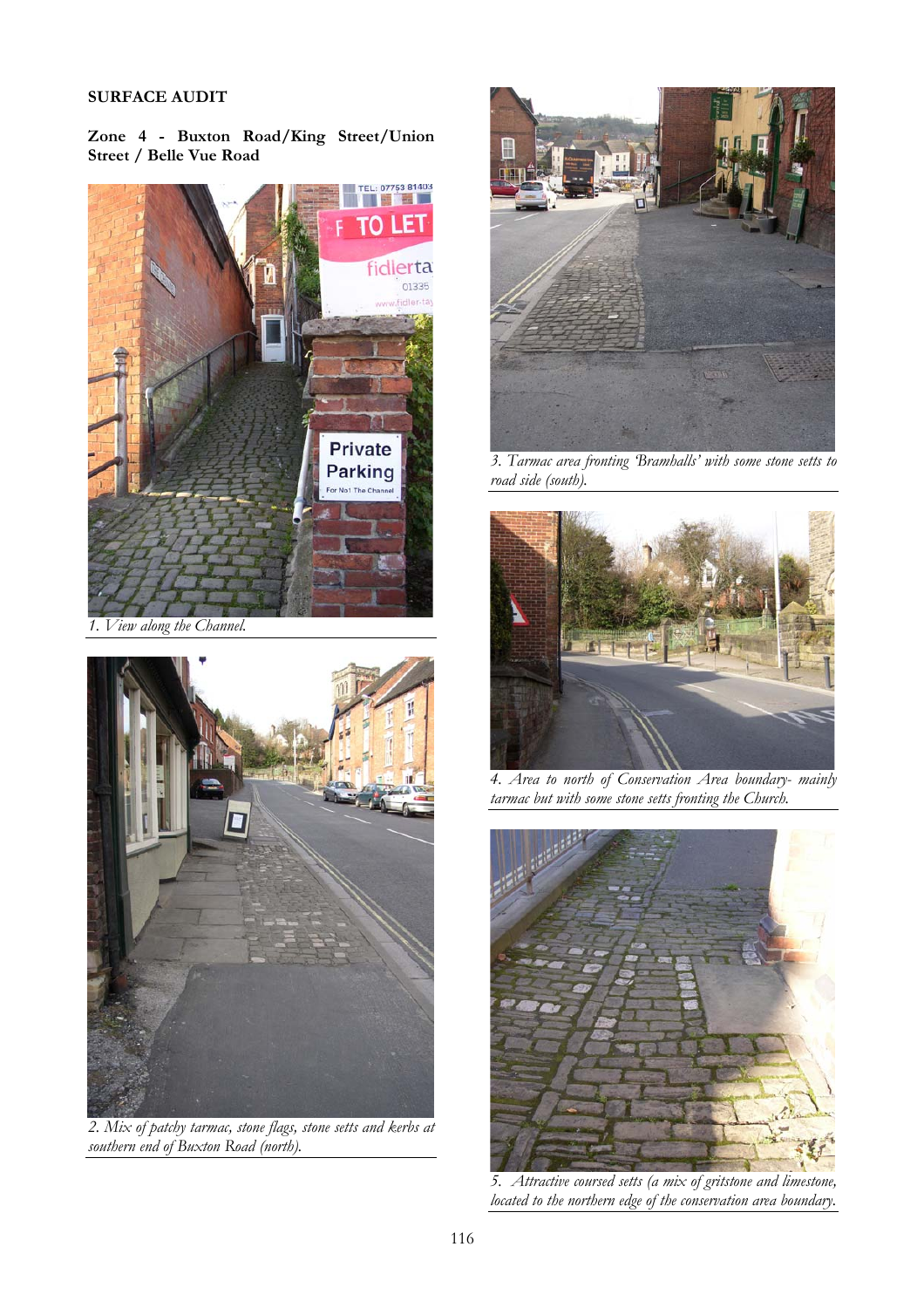**SURFACE AUDIT**

**Zone 4 - Buxton Road/King Street/Union Street / Belle Vue Road**

*1. View along the Channel.*

*2. Mix of patchy tarmac, stone flags, stone setts and kerbs at southern end of Buxton Road (north).*

*3. Tarmac area fronting 'Bramhalls' with some stone setts to road side (south).*

*4. Area to north of Conservation Area boundary- mainly tarmac but with some stone setts fronting the Church.*

*5. Attractive coursed setts (a mix of gritstone and limestone, located to the northern edge of the conservation area boundary.*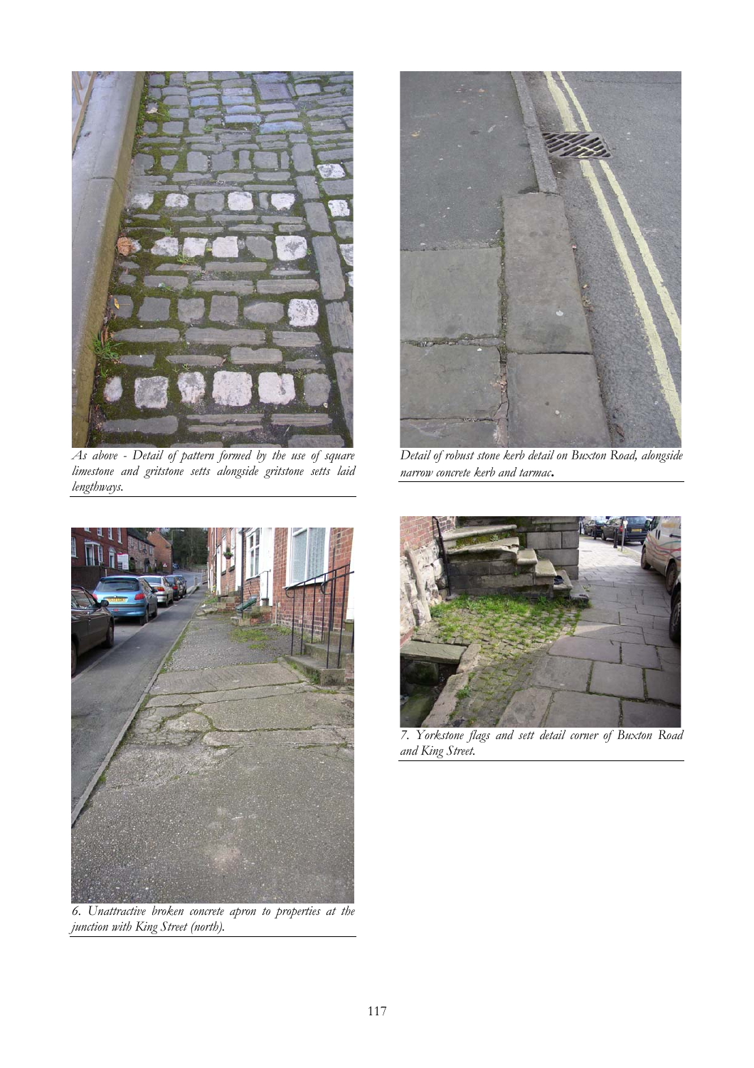*As above - Detail of pattern formed by the use of square limestone and gritstone setts alongside gritstone setts laid lengthways.*

*Detail of robust stone kerb detail on Buxton Road, alongside narrow concrete kerb and tarmac.*

*6. Unattractive broken concrete apron to properties at the junction with King Street (north).*

*7. Yorkstone flags and sett detail corner of Buxton Road and King Street.*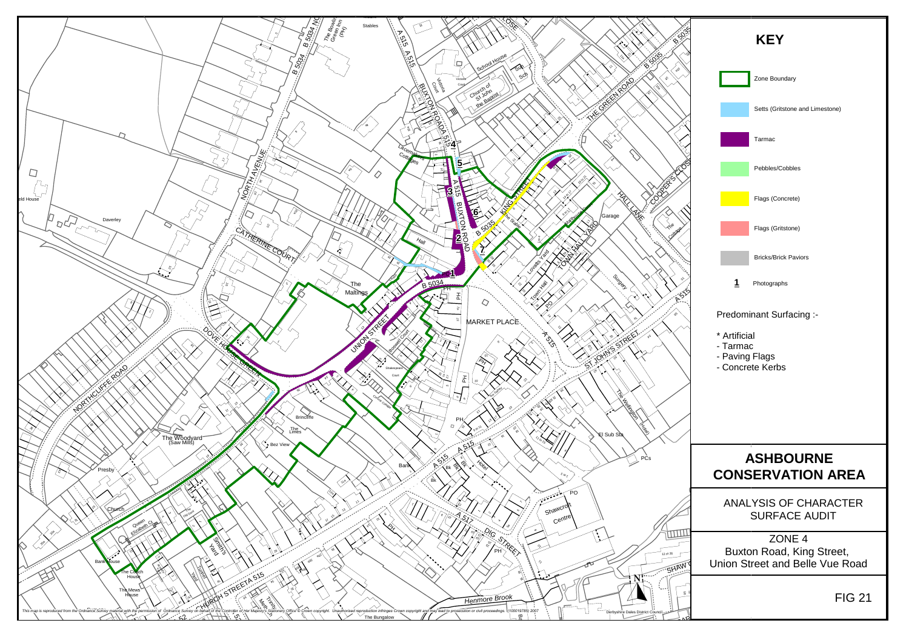## KEY

- Zone Boundary
- Setts (Gritstone and Limestone)
- Tarmac
- Pebbles/Cobbles
- Flags (Concrete)
- Flags (Gritstone)
- Bricks/Brick Paviors
- **1** Photographs

Predominant Surfacing :-

* Artificial
- Tarmac
- Paving Flags
- Concrete Kerbs

# ASHBOURNE CONSERVATION AREA

## ANALYSIS OF CHARACTER SURFACE AUDIT

### ZONE 4
Buxton Road, King Street, Union Street and Belle Vue Road

FIG 21

This map is reproduced from the Ordnance Survey material with the permission of Ordnance Survey on behalf of the Controller of Her Majesty's Stationery Office © Crown copyright. Unauthorised reproduction infringes Crown copyright and may lead to prosecution or civil proceedings. (100019785) 2007

Derbyshire Dales District Council